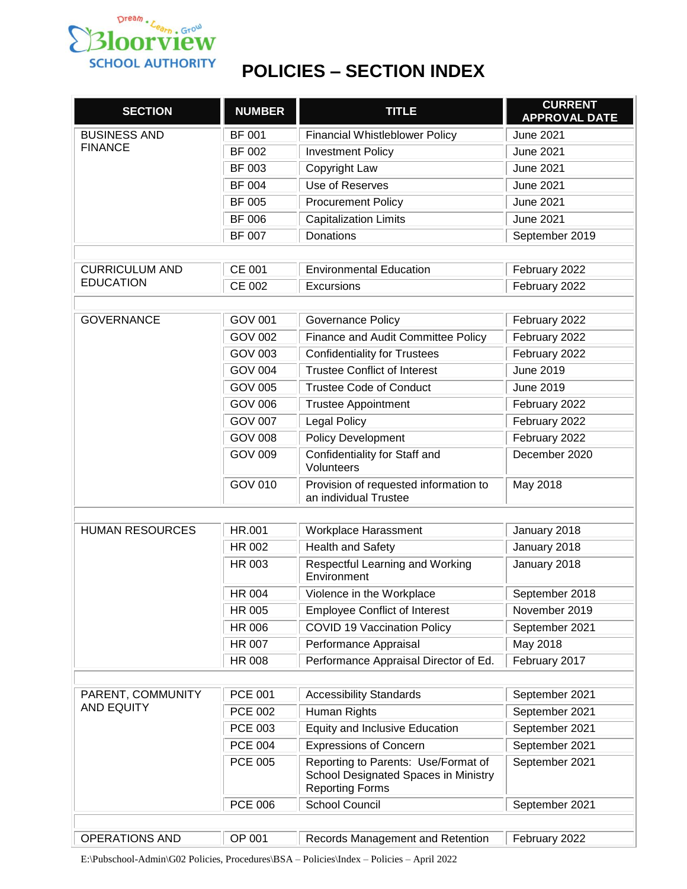Dream • Learn • Grow
Bloorview
SCHOOL AUTHORITY

# POLICIES – SECTION INDEX

| SECTION | NUMBER | TITLE | CURRENT APPROVAL DATE |
|---|---|---|---|
| BUSINESS AND FINANCE | BF 001 | Financial Whistleblower Policy | June 2021 |
| | BF 002 | Investment Policy | June 2021 |
| | BF 003 | Copyright Law | June 2021 |
| | BF 004 | Use of Reserves | June 2021 |
| | BF 005 | Procurement Policy | June 2021 |
| | BF 006 | Capitalization Limits | June 2021 |
| | BF 007 | Donations | September 2019 |
| | | | |
| CURRICULUM AND EDUCATION | CE 001 | Environmental Education | February 2022 |
| | CE 002 | Excursions | February 2022 |
| | | | |
| GOVERNANCE | GOV 001 | Governance Policy | February 2022 |
| | GOV 002 | Finance and Audit Committee Policy | February 2022 |
| | GOV 003 | Confidentiality for Trustees | February 2022 |
| | GOV 004 | Trustee Conflict of Interest | June 2019 |
| | GOV 005 | Trustee Code of Conduct | June 2019 |
| | GOV 006 | Trustee Appointment | February 2022 |
| | GOV 007 | Legal Policy | February 2022 |
| | GOV 008 | Policy Development | February 2022 |
| | GOV 009 | Confidentiality for Staff and Volunteers | December 2020 |
| | GOV 010 | Provision of requested information to an individual Trustee | May 2018 |
| | | | |
| HUMAN RESOURCES | HR.001 | Workplace Harassment | January 2018 |
| | HR 002 | Health and Safety | January 2018 |
| | HR 003 | Respectful Learning and Working Environment | January 2018 |
| | HR 004 | Violence in the Workplace | September 2018 |
| | HR 005 | Employee Conflict of Interest | November 2019 |
| | HR 006 | COVID 19 Vaccination Policy | September 2021 |
| | HR 007 | Performance Appraisal | May 2018 |
| | HR 008 | Performance Appraisal Director of Ed. | February 2017 |
| | | | |
| PARENT, COMMUNITY AND EQUITY | PCE 001 | Accessibility Standards | September 2021 |
| | PCE 002 | Human Rights | September 2021 |
| | PCE 003 | Equity and Inclusive Education | September 2021 |
| | PCE 004 | Expressions of Concern | September 2021 |
| | PCE 005 | Reporting to Parents: Use/Format of School Designated Spaces in Ministry Reporting Forms | September 2021 |
| | PCE 006 | School Council | September 2021 |
| | | | |
| OPERATIONS AND | OP 001 | Records Management and Retention | February 2022 |

E:\Pubschool-Admin\G02 Policies, Procedures\BSA – Policies\Index – Policies – April 2022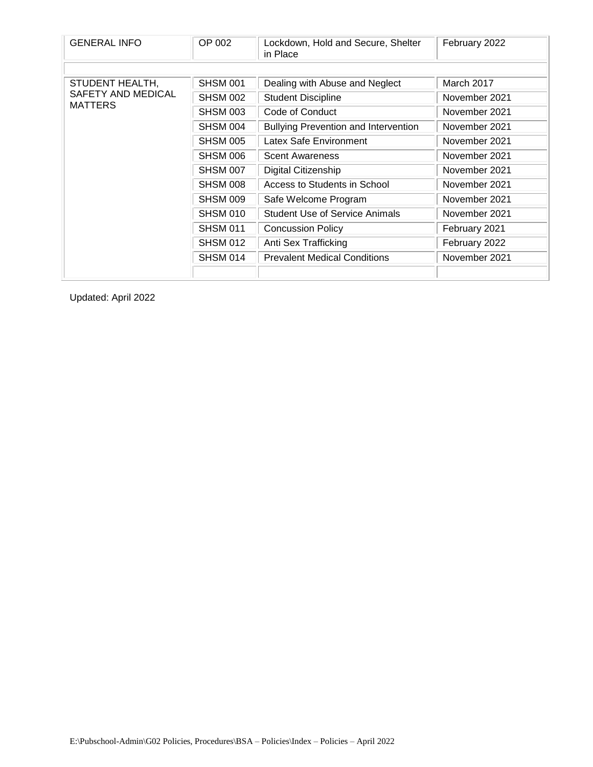| | | | |
|---|---|---|---|
| GENERAL INFO | OP 002 | Lockdown, Hold and Secure, Shelter in Place | February 2022 |
| | | | |
| STUDENT HEALTH, SAFETY AND MEDICAL MATTERS | SHSM 001 | Dealing with Abuse and Neglect | March 2017 |
| | SHSM 002 | Student Discipline | November 2021 |
| | SHSM 003 | Code of Conduct | November 2021 |
| | SHSM 004 | Bullying Prevention and Intervention | November 2021 |
| | SHSM 005 | Latex Safe Environment | November 2021 |
| | SHSM 006 | Scent Awareness | November 2021 |
| | SHSM 007 | Digital Citizenship | November 2021 |
| | SHSM 008 | Access to Students in School | November 2021 |
| | SHSM 009 | Safe Welcome Program | November 2021 |
| | SHSM 010 | Student Use of Service Animals | November 2021 |
| | SHSM 011 | Concussion Policy | February 2021 |
| | SHSM 012 | Anti Sex Trafficking | February 2022 |
| | SHSM 014 | Prevalent Medical Conditions | November 2021 |
| | | | |

Updated: April 2022

E:\Pubschool-Admin\G02 Policies, Procedures\BSA – Policies\Index – Policies – April 2022